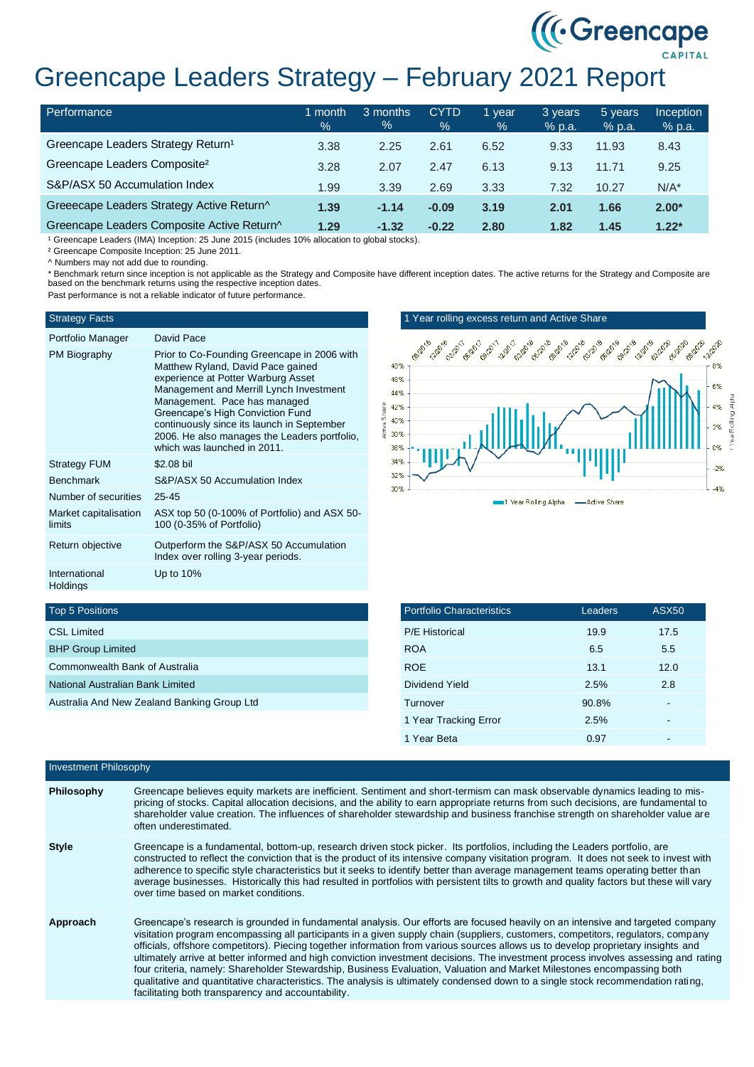# Greencape Leaders Strategy – February 2021 Report

| Performance | 1 month % | 3 months % | CYTD % | 1 year % | 3 years % p.a. | 5 years % p.a. | Inception % p.a. |
|---|---|---|---|---|---|---|---|
| Greencape Leaders Strategy Return[1] | 3.38 | 2.25 | 2.61 | 6.52 | 9.33 | 11.93 | 8.43 |
| Greencape Leaders Composite[2] | 3.28 | 2.07 | 2.47 | 6.13 | 9.13 | 11.71 | 9.25 |
| S&P/ASX 50 Accumulation Index | 1.99 | 3.39 | 2.69 | 3.33 | 7.32 | 10.27 | N/A* |
| **Greeecape Leaders Strategy Active Return^** | **1.39** | **-1.14** | **-0.09** | **3.19** | **2.01** | **1.66** | **2.00*** |
| **Greencape Leaders Composite Active Return^** | **1.29** | **-1.32** | **-0.22** | **2.80** | **1.82** | **1.45** | **1.22*** |

[1] Greencape Leaders (IMA) Inception: 25 June 2015 (includes 10% allocation to global stocks).
[2] Greencape Composite Inception: 25 June 2011.
^ Numbers may not add due to rounding.
* Benchmark return since inception is not applicable as the Strategy and Composite have different inception dates. The active returns for the Strategy and Composite are based on the benchmark returns using the respective inception dates.
Past performance is not a reliable indicator of future performance.

| Strategy Facts | |
|---|---|
| Portfolio Manager | David Pace |
| PM Biography | Prior to Co-Founding Greencape in 2006 with Matthew Ryland, David Pace gained experience at Potter Warburg Asset Management and Merrill Lynch Investment Management. Pace has managed Greencape's High Conviction Fund continuously since its launch in September 2006. He also manages the Leaders portfolio, which was launched in 2011. |
| Strategy FUM | $2.08 bil |
| Benchmark | S&P/ASX 50 Accumulation Index |
| Number of securities | 25-45 |
| Market capitalisation limits | ASX top 50 (0-100% of Portfolio) and ASX 50-100 (0-35% of Portfolio) |
| Return objective | Outperform the S&P/ASX 50 Accumulation Index over rolling 3-year periods. |
| International Holdings | Up to 10% |

## 1 Year rolling excess return and Active Share

| Top 5 Positions |
|---|
| CSL Limited |
| BHP Group Limited |
| Commonwealth Bank of Australia |
| National Australian Bank Limited |
| Australia And New Zealand Banking Group Ltd |

| Portfolio Characteristics | Leaders | ASX50 |
|---|---|---|
| P/E Historical | 19.9 | 17.5 |
| ROA | 6.5 | 5.5 |
| ROE | 13.1 | 12.0 |
| Dividend Yield | 2.5% | 2.8 |
| Turnover | 90.8% | - |
| 1 Year Tracking Error | 2.5% | - |
| 1 Year Beta | 0.97 | - |

## Investment Philosophy

**Philosophy**

Greencape believes equity markets are inefficient. Sentiment and short-termism can mask observable dynamics leading to mis-pricing of stocks. Capital allocation decisions, and the ability to earn appropriate returns from such decisions, are fundamental to shareholder value creation. The influences of shareholder stewardship and business franchise strength on shareholder value are often underestimated.

**Style**

Greencape is a fundamental, bottom-up, research driven stock picker. Its portfolios, including the Leaders portfolio, are constructed to reflect the conviction that is the product of its intensive company visitation program. It does not seek to invest with adherence to specific style characteristics but it seeks to identify better than average management teams operating better than average businesses. Historically this had resulted in portfolios with persistent tilts to growth and quality factors but these will vary over time based on market conditions.

**Approach**

Greencape's research is grounded in fundamental analysis. Our efforts are focused heavily on an intensive and targeted company visitation program encompassing all participants in a given supply chain (suppliers, customers, competitors, regulators, company officials, offshore competitors). Piecing together information from various sources allows us to develop proprietary insights and ultimately arrive at better informed and high conviction investment decisions. The investment process involves assessing and rating four criteria, namely: Shareholder Stewardship, Business Evaluation, Valuation and Market Milestones encompassing both qualitative and quantitative characteristics. The analysis is ultimately condensed down to a single stock recommendation rating, facilitating both transparency and accountability.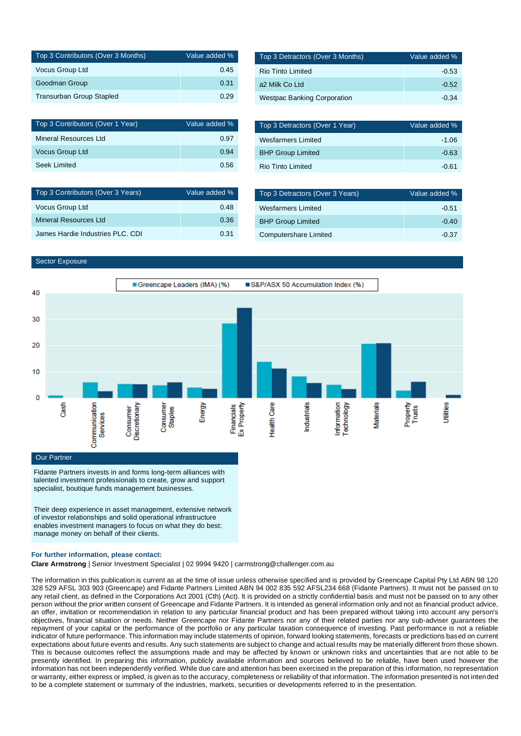| Top 3 Contributors (Over 3 Months) | Value added % |
|---|---|
| Vocus Group Ltd | 0.45 |
| Goodman Group | 0.31 |
| Transurban Group Stapled | 0.29 |

| Top 3 Detractors (Over 3 Months) | Value added % |
|---|---|
| Rio Tinto Limited | -0.53 |
| a2 Milk Co Ltd | -0.52 |
| Westpac Banking Corporation | -0.34 |

| Top 3 Contributors (Over 1 Year) | Value added % |
|---|---|
| Mineral Resources Ltd | 0.97 |
| Vocus Group Ltd | 0.94 |
| Seek Limited | 0.56 |

| Top 3 Detractors (Over 1 Year) | Value added % |
|---|---|
| Wesfarmers Limited | -1.06 |
| BHP Group Limited | -0.63 |
| Rio Tinto Limited | -0.61 |

| Top 3 Contributors (Over 3 Years) | Value added % |
|---|---|
| Vocus Group Ltd | 0.48 |
| Mineral Resources Ltd | 0.36 |
| James Hardie Industries PLC. CDI | 0.31 |

| Top 3 Detractors (Over 3 Years) | Value added % |
|---|---|
| Wesfarmers Limited | -0.51 |
| BHP Group Limited | -0.40 |
| Computershare Limited | -0.37 |

## Sector Exposure

Greencape Leaders (IMA) (%)
S&P/ASX 50 Accumulation Index (%)

40
30
20
10
0

Cash
Communication Services
Consumer Discretionary
Consumer Staples
Energy
Financials Ex Property
Health Care
Industrials
Information Technology
Materials
Property Trusts
Utilities

## Our Partner

Fidante Partners invests in and forms long-term alliances with talented investment professionals to create, grow and support specialist, boutique funds management businesses.

Their deep experience in asset management, extensive network of investor relationships and solid operational infrastructure enables investment managers to focus on what they do best: manage money on behalf of their clients.

**For further information, please contact:**
**Clare Armstrong** | Senior Investment Specialist | 02 9994 9420 | carmstrong@challenger.com.au

The information in this publication is current as at the time of issue unless otherwise specified and is provided by Greencape Capital Pty Ltd ABN 98 120 328 529 AFSL 303 903 (Greencape) and Fidante Partners Limited ABN 94 002 835 592 AFSL234 668 (Fidante Partners). It must not be passed on to any retail client, as defined in the Corporations Act 2001 (Cth) (Act). It is provided on a strictly confidential basis and must not be passed on to any other person without the prior written consent of Greencape and Fidante Partners. It is intended as general information only and not as financial product advice, an offer, invitation or recommendation in relation to any particular financial product and has been prepared without taking into account any person's objectives, financial situation or needs. Neither Greencape nor Fidante Partners nor any of their related parties nor any sub-adviser guarantees the repayment of your capital or the performance of the portfolio or any particular taxation consequence of investing. Past performance is not a reliable indicator of future performance. This information may include statements of opinion, forward looking statements, forecasts or predictions based on current expectations about future events and results. Any such statements are subject to change and actual results may be materially different from those shown. This is because outcomes reflect the assumptions made and may be affected by known or unknown risks and uncertainties that are not able to be presently identified. In preparing this information, publicly available information and sources believed to be reliable, have been used however the information has not been independently verified. While due care and attention has been exercised in the preparation of this information, no representation or warranty, either express or implied, is given as to the accuracy, completeness or reliability of that information. The information presented is not intended to be a complete statement or summary of the industries, markets, securities or developments referred to in the presentation.